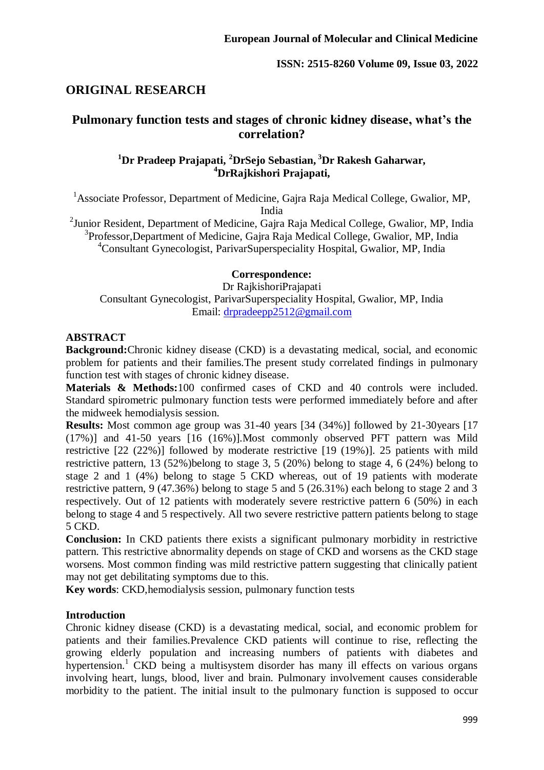## ORIGINAL RESEARCH

# Pulmonary function tests and stages of chronic kidney disease, what's the correlation?

**[1]Dr Pradeep Prajapati, [2]DrSejo Sebastian, [3]Dr Rakesh Gaharwar, [4]DrRajkishori Prajapati,**

[1]Associate Professor, Department of Medicine, Gajra Raja Medical College, Gwalior, MP, India

[2]Junior Resident, Department of Medicine, Gajra Raja Medical College, Gwalior, MP, India

[3]Professor,Department of Medicine, Gajra Raja Medical College, Gwalior, MP, India

[4]Consultant Gynecologist, ParivarSuperspeciality Hospital, Gwalior, MP, India

**Correspondence:**

Dr RajkishoriPrajapati

Consultant Gynecologist, ParivarSuperspeciality Hospital, Gwalior, MP, India

Email: drpradeepp2512@gmail.com

## ABSTRACT

**Background:**Chronic kidney disease (CKD) is a devastating medical, social, and economic problem for patients and their families.The present study correlated findings in pulmonary function test with stages of chronic kidney disease.

**Materials & Methods:**100 confirmed cases of CKD and 40 controls were included. Standard spirometric pulmonary function tests were performed immediately before and after the midweek hemodialysis session.

**Results:** Most common age group was 31-40 years [34 (34%)] followed by 21-30years [17 (17%)] and 41-50 years [16 (16%)].Most commonly observed PFT pattern was Mild restrictive [22 (22%)] followed by moderate restrictive [19 (19%)]. 25 patients with mild restrictive pattern, 13 (52%)belong to stage 3, 5 (20%) belong to stage 4, 6 (24%) belong to stage 2 and 1 (4%) belong to stage 5 CKD whereas, out of 19 patients with moderate restrictive pattern, 9 (47.36%) belong to stage 5 and 5 (26.31%) each belong to stage 2 and 3 respectively. Out of 12 patients with moderately severe restrictive pattern 6 (50%) in each belong to stage 4 and 5 respectively. All two severe restrictive pattern patients belong to stage 5 CKD.

**Conclusion:** In CKD patients there exists a significant pulmonary morbidity in restrictive pattern. This restrictive abnormality depends on stage of CKD and worsens as the CKD stage worsens. Most common finding was mild restrictive pattern suggesting that clinically patient may not get debilitating symptoms due to this.

**Key words**: CKD,hemodialysis session, pulmonary function tests

## Introduction

Chronic kidney disease (CKD) is a devastating medical, social, and economic problem for patients and their families.Prevalence CKD patients will continue to rise, reflecting the growing elderly population and increasing numbers of patients with diabetes and hypertension.[1] CKD being a multisystem disorder has many ill effects on various organs involving heart, lungs, blood, liver and brain. Pulmonary involvement causes considerable morbidity to the patient. The initial insult to the pulmonary function is supposed to occur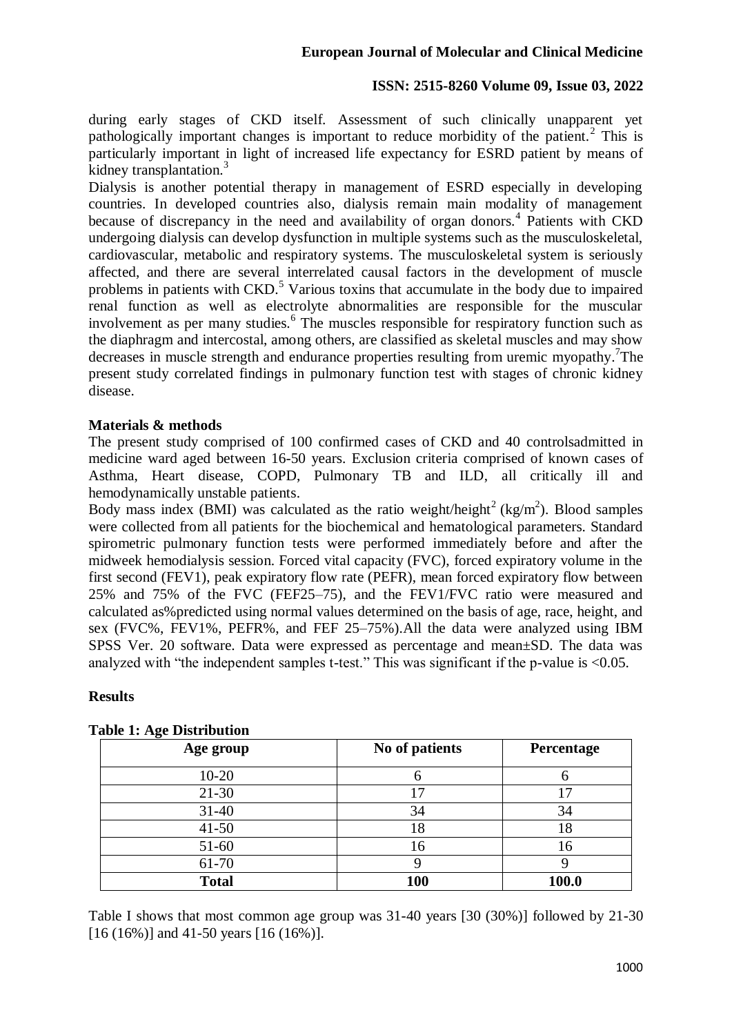during early stages of CKD itself. Assessment of such clinically unapparent yet pathologically important changes is important to reduce morbidity of the patient.[2] This is particularly important in light of increased life expectancy for ESRD patient by means of kidney transplantation.[3]

Dialysis is another potential therapy in management of ESRD especially in developing countries. In developed countries also, dialysis remain main modality of management because of discrepancy in the need and availability of organ donors.[4] Patients with CKD undergoing dialysis can develop dysfunction in multiple systems such as the musculoskeletal, cardiovascular, metabolic and respiratory systems. The musculoskeletal system is seriously affected, and there are several interrelated causal factors in the development of muscle problems in patients with CKD.[5] Various toxins that accumulate in the body due to impaired renal function as well as electrolyte abnormalities are responsible for the muscular involvement as per many studies.[6] The muscles responsible for respiratory function such as the diaphragm and intercostal, among others, are classified as skeletal muscles and may show decreases in muscle strength and endurance properties resulting from uremic myopathy.[7]The present study correlated findings in pulmonary function test with stages of chronic kidney disease.

**Materials & methods**

The present study comprised of 100 confirmed cases of CKD and 40 controlsadmitted in medicine ward aged between 16-50 years. Exclusion criteria comprised of known cases of Asthma, Heart disease, COPD, Pulmonary TB and ILD, all critically ill and hemodynamically unstable patients.

Body mass index (BMI) was calculated as the ratio weight/height$^2$ (kg/m$^2$). Blood samples were collected from all patients for the biochemical and hematological parameters. Standard spirometric pulmonary function tests were performed immediately before and after the midweek hemodialysis session. Forced vital capacity (FVC), forced expiratory volume in the first second (FEV1), peak expiratory flow rate (PEFR), mean forced expiratory flow between 25% and 75% of the FVC (FEF25–75), and the FEV1/FVC ratio were measured and calculated as%predicted using normal values determined on the basis of age, race, height, and sex (FVC%, FEV1%, PEFR%, and FEF 25–75%).All the data were analyzed using IBM SPSS Ver. 20 software. Data were expressed as percentage and mean±SD. The data was analyzed with "the independent samples t-test." This was significant if the p-value is <0.05.

**Results**

**Table 1: Age Distribution**

| Age group | No of patients | Percentage |
|---|---|---|
| 10-20 | 6 | 6 |
| 21-30 | 17 | 17 |
| 31-40 | 34 | 34 |
| 41-50 | 18 | 18 |
| 51-60 | 16 | 16 |
| 61-70 | 9 | 9 |
| **Total** | **100** | **100.0** |

Table I shows that most common age group was 31-40 years [30 (30%)] followed by 21-30 [16 (16%)] and 41-50 years [16 (16%)].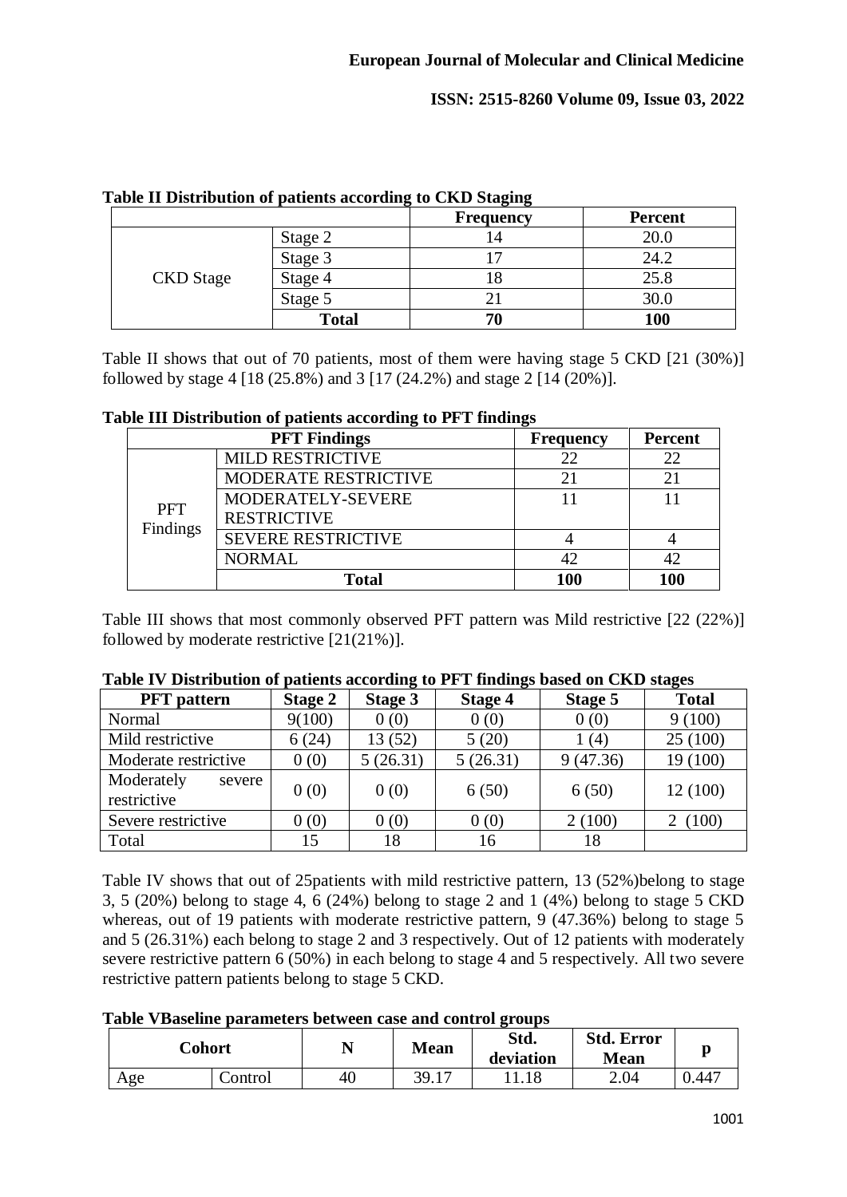**Table II Distribution of patients according to CKD Staging**

| | | Frequency | Percent |
|---|---|---|---|
| CKD Stage | Stage 2 | 14 | 20.0 |
| | Stage 3 | 17 | 24.2 |
| | Stage 4 | 18 | 25.8 |
| | Stage 5 | 21 | 30.0 |
| | **Total** | **70** | **100** |

Table II shows that out of 70 patients, most of them were having stage 5 CKD [21 (30%)] followed by stage 4 [18 (25.8%) and 3 [17 (24.2%) and stage 2 [14 (20%)].

**Table III Distribution of patients according to PFT findings**

| PFT Findings | | Frequency | Percent |
|---|---|---|---|
| PFT Findings | MILD RESTRICTIVE | 22 | 22 |
| | MODERATE RESTRICTIVE | 21 | 21 |
| | MODERATELY-SEVERE RESTRICTIVE | 11 | 11 |
| | SEVERE RESTRICTIVE | 4 | 4 |
| | NORMAL | 42 | 42 |
| | **Total** | **100** | **100** |

Table III shows that most commonly observed PFT pattern was Mild restrictive [22 (22%)] followed by moderate restrictive [21(21%)].

**Table IV Distribution of patients according to PFT findings based on CKD stages**

| PFT pattern | Stage 2 | Stage 3 | Stage 4 | Stage 5 | Total |
|---|---|---|---|---|---|
| Normal | 9(100) | 0 (0) | 0 (0) | 0 (0) | 9 (100) |
| Mild restrictive | 6 (24) | 13 (52) | 5 (20) | 1 (4) | 25 (100) |
| Moderate restrictive | 0 (0) | 5 (26.31) | 5 (26.31) | 9 (47.36) | 19 (100) |
| Moderately severe restrictive | 0 (0) | 0 (0) | 6 (50) | 6 (50) | 12 (100) |
| Severe restrictive | 0 (0) | 0 (0) | 0 (0) | 2 (100) | 2 (100) |
| Total | 15 | 18 | 16 | 18 | |

Table IV shows that out of 25patients with mild restrictive pattern, 13 (52%)belong to stage 3, 5 (20%) belong to stage 4, 6 (24%) belong to stage 2 and 1 (4%) belong to stage 5 CKD whereas, out of 19 patients with moderate restrictive pattern, 9 (47.36%) belong to stage 5 and 5 (26.31%) each belong to stage 2 and 3 respectively. Out of 12 patients with moderately severe restrictive pattern 6 (50%) in each belong to stage 4 and 5 respectively. All two severe restrictive pattern patients belong to stage 5 CKD.

**Table VBaseline parameters between case and control groups**

| Cohort | | N | Mean | Std. deviation | Std. Error Mean | p |
|---|---|---|---|---|---|---|
| Age | Control | 40 | 39.17 | 11.18 | 2.04 | 0.447 |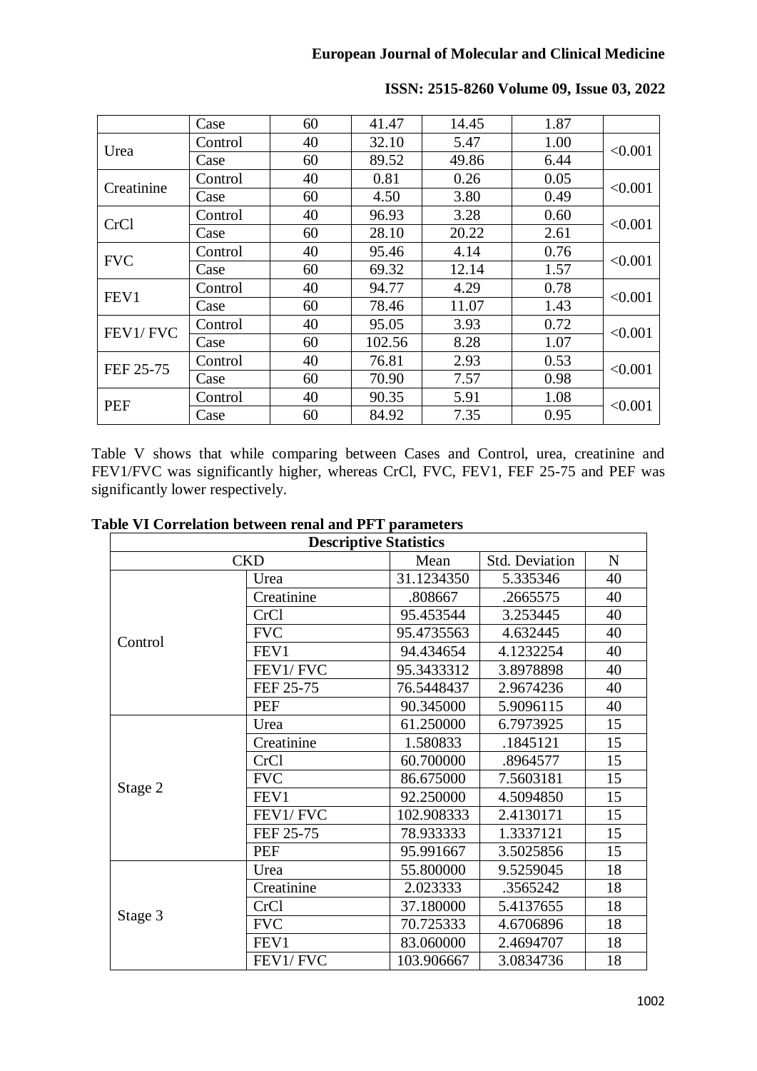| | Case | 60 | 41.47 | 14.45 | 1.87 | |
|---|---|---|---|---|---|---|
| Urea | Control | 40 | 32.10 | 5.47 | 1.00 | <0.001 |
| | Case | 60 | 89.52 | 49.86 | 6.44 | |
| Creatinine | Control | 40 | 0.81 | 0.26 | 0.05 | <0.001 |
| | Case | 60 | 4.50 | 3.80 | 0.49 | |
| CrCl | Control | 40 | 96.93 | 3.28 | 0.60 | <0.001 |
| | Case | 60 | 28.10 | 20.22 | 2.61 | |
| FVC | Control | 40 | 95.46 | 4.14 | 0.76 | <0.001 |
| | Case | 60 | 69.32 | 12.14 | 1.57 | |
| FEV1 | Control | 40 | 94.77 | 4.29 | 0.78 | <0.001 |
| | Case | 60 | 78.46 | 11.07 | 1.43 | |
| FEV1/ FVC | Control | 40 | 95.05 | 3.93 | 0.72 | <0.001 |
| | Case | 60 | 102.56 | 8.28 | 1.07 | |
| FEF 25-75 | Control | 40 | 76.81 | 2.93 | 0.53 | <0.001 |
| | Case | 60 | 70.90 | 7.57 | 0.98 | |
| PEF | Control | 40 | 90.35 | 5.91 | 1.08 | <0.001 |
| | Case | 60 | 84.92 | 7.35 | 0.95 | |

Table V shows that while comparing between Cases and Control, urea, creatinine and FEV1/FVC was significantly higher, whereas CrCl, FVC, FEV1, FEF 25-75 and PEF was significantly lower respectively.

**Table VI Correlation between renal and PFT parameters**

| Descriptive Statistics | | | | |
|---|---|---|---|---|
| CKD | | Mean | Std. Deviation | N |
| Control | Urea | 31.1234350 | 5.335346 | 40 |
| | Creatinine | .808667 | .2665575 | 40 |
| | CrCl | 95.453544 | 3.253445 | 40 |
| | FVC | 95.4735563 | 4.632445 | 40 |
| | FEV1 | 94.434654 | 4.1232254 | 40 |
| | FEV1/ FVC | 95.3433312 | 3.8978898 | 40 |
| | FEF 25-75 | 76.5448437 | 2.9674236 | 40 |
| | PEF | 90.345000 | 5.9096115 | 40 |
| Stage 2 | Urea | 61.250000 | 6.7973925 | 15 |
| | Creatinine | 1.580833 | .1845121 | 15 |
| | CrCl | 60.700000 | .8964577 | 15 |
| | FVC | 86.675000 | 7.5603181 | 15 |
| | FEV1 | 92.250000 | 4.5094850 | 15 |
| | FEV1/ FVC | 102.908333 | 2.4130171 | 15 |
| | FEF 25-75 | 78.933333 | 1.3337121 | 15 |
| | PEF | 95.991667 | 3.5025856 | 15 |
| Stage 3 | Urea | 55.800000 | 9.5259045 | 18 |
| | Creatinine | 2.023333 | .3565242 | 18 |
| | CrCl | 37.180000 | 5.4137655 | 18 |
| | FVC | 70.725333 | 4.6706896 | 18 |
| | FEV1 | 83.060000 | 2.4694707 | 18 |
| | FEV1/ FVC | 103.906667 | 3.0834736 | 18 |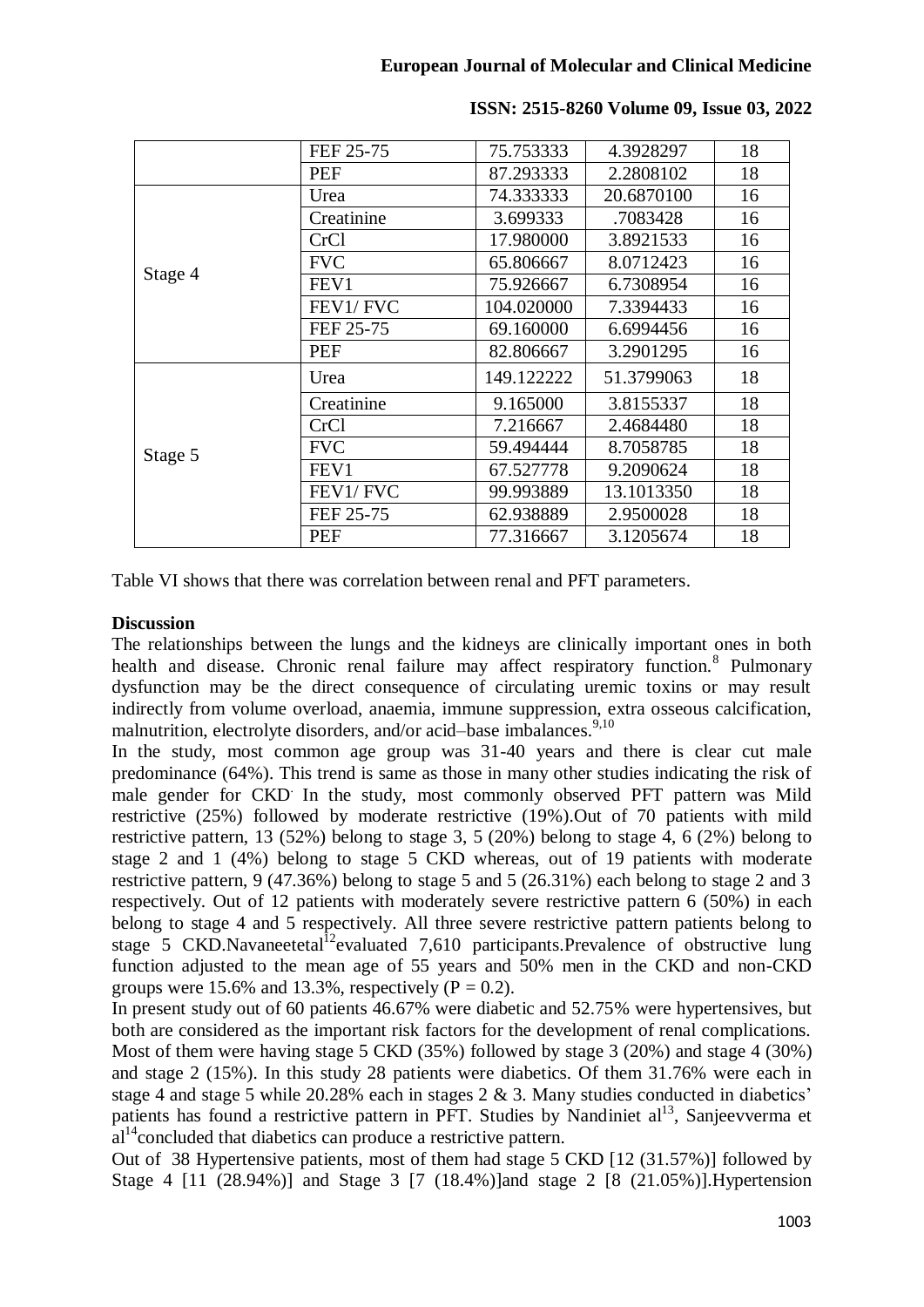|  |  |  |  |  |
|---|---|---|---|---|
|  | FEF 25-75 | 75.753333 | 4.3928297 | 18 |
|  | PEF | 87.293333 | 2.2808102 | 18 |
| Stage 4 | Urea | 74.333333 | 20.6870100 | 16 |
|  | Creatinine | 3.699333 | .7083428 | 16 |
|  | CrCl | 17.980000 | 3.8921533 | 16 |
|  | FVC | 65.806667 | 8.0712423 | 16 |
|  | FEV1 | 75.926667 | 6.7308954 | 16 |
|  | FEV1/ FVC | 104.020000 | 7.3394433 | 16 |
|  | FEF 25-75 | 69.160000 | 6.6994456 | 16 |
|  | PEF | 82.806667 | 3.2901295 | 16 |
| Stage 5 | Urea | 149.122222 | 51.3799063 | 18 |
|  | Creatinine | 9.165000 | 3.8155337 | 18 |
|  | CrCl | 7.216667 | 2.4684480 | 18 |
|  | FVC | 59.494444 | 8.7058785 | 18 |
|  | FEV1 | 67.527778 | 9.2090624 | 18 |
|  | FEV1/ FVC | 99.993889 | 13.1013350 | 18 |
|  | FEF 25-75 | 62.938889 | 2.9500028 | 18 |
|  | PEF | 77.316667 | 3.1205674 | 18 |

Table VI shows that there was correlation between renal and PFT parameters.

**Discussion**

The relationships between the lungs and the kidneys are clinically important ones in both health and disease. Chronic renal failure may affect respiratory function.[8] Pulmonary dysfunction may be the direct consequence of circulating uremic toxins or may result indirectly from volume overload, anaemia, immune suppression, extra osseous calcification, malnutrition, electrolyte disorders, and/or acid–base imbalances.[9,10]

In the study, most common age group was 31-40 years and there is clear cut male predominance (64%). This trend is same as those in many other studies indicating the risk of male gender for CKD. In the study, most commonly observed PFT pattern was Mild restrictive (25%) followed by moderate restrictive (19%).Out of 70 patients with mild restrictive pattern, 13 (52%) belong to stage 3, 5 (20%) belong to stage 4, 6 (2%) belong to stage 2 and 1 (4%) belong to stage 5 CKD whereas, out of 19 patients with moderate restrictive pattern, 9 (47.36%) belong to stage 5 and 5 (26.31%) each belong to stage 2 and 3 respectively. Out of 12 patients with moderately severe restrictive pattern 6 (50%) in each belong to stage 4 and 5 respectively. All three severe restrictive pattern patients belong to stage 5 CKD.Navaneetetal[12]evaluated 7,610 participants.Prevalence of obstructive lung function adjusted to the mean age of 55 years and 50% men in the CKD and non-CKD groups were 15.6% and 13.3%, respectively ($P = 0.2$).

In present study out of 60 patients 46.67% were diabetic and 52.75% were hypertensives, but both are considered as the important risk factors for the development of renal complications. Most of them were having stage 5 CKD (35%) followed by stage 3 (20%) and stage 4 (30%) and stage 2 (15%). In this study 28 patients were diabetics. Of them 31.76% were each in stage 4 and stage 5 while 20.28% each in stages 2 & 3. Many studies conducted in diabetics' patients has found a restrictive pattern in PFT. Studies by Nandiniet al[13], Sanjeevverma et al[14]concluded that diabetics can produce a restrictive pattern.

Out of 38 Hypertensive patients, most of them had stage 5 CKD [12 (31.57%)] followed by Stage 4 [11 (28.94%)] and Stage 3 [7 (18.4%)]and stage 2 [8 (21.05%)].Hypertension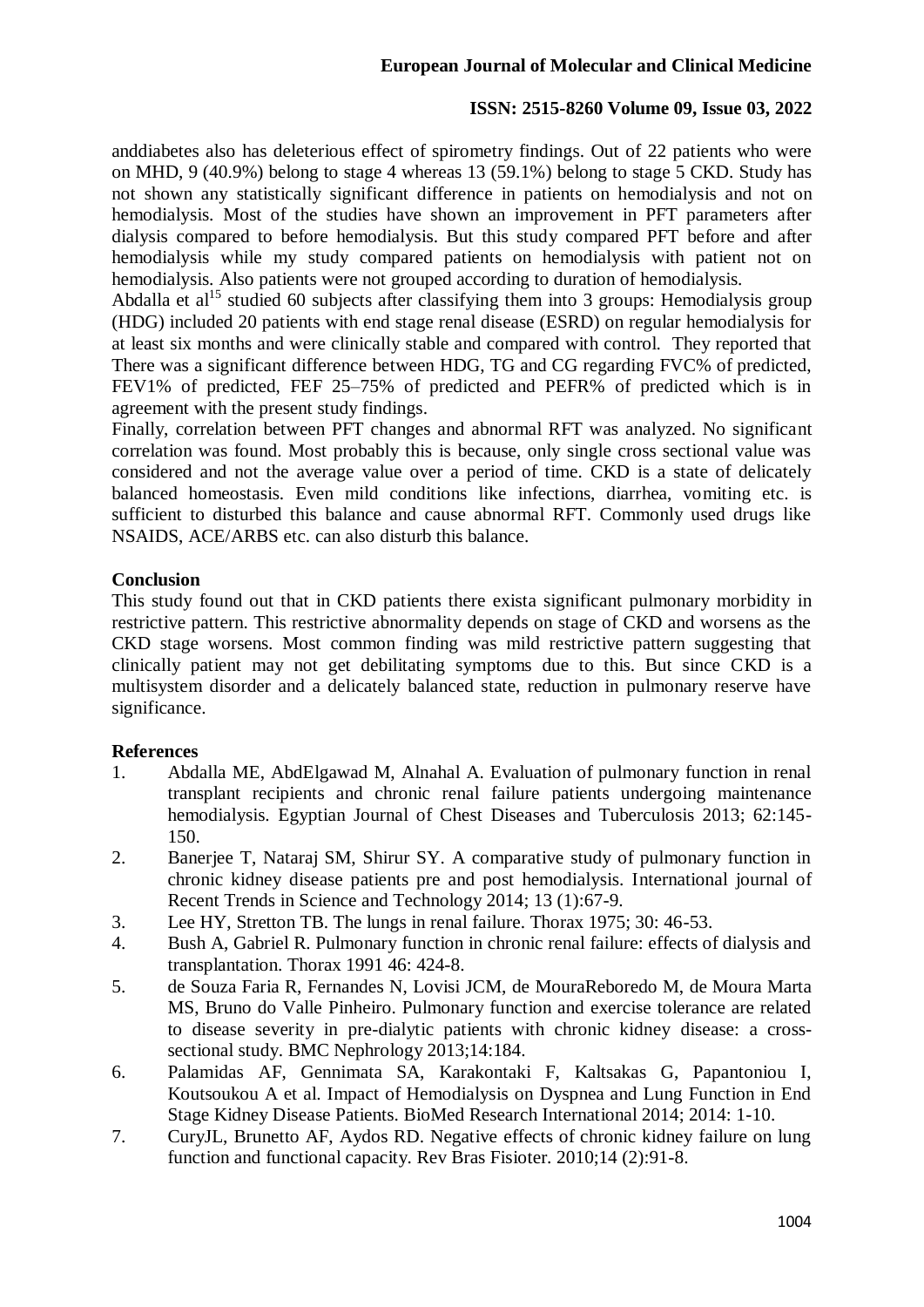anddiabetes also has deleterious effect of spirometry findings. Out of 22 patients who were on MHD, 9 (40.9%) belong to stage 4 whereas 13 (59.1%) belong to stage 5 CKD. Study has not shown any statistically significant difference in patients on hemodialysis and not on hemodialysis. Most of the studies have shown an improvement in PFT parameters after dialysis compared to before hemodialysis. But this study compared PFT before and after hemodialysis while my study compared patients on hemodialysis with patient not on hemodialysis. Also patients were not grouped according to duration of hemodialysis.

Abdalla et al[15] studied 60 subjects after classifying them into 3 groups: Hemodialysis group (HDG) included 20 patients with end stage renal disease (ESRD) on regular hemodialysis for at least six months and were clinically stable and compared with control. They reported that There was a significant difference between HDG, TG and CG regarding FVC% of predicted, FEV1% of predicted, FEF 25–75% of predicted and PEFR% of predicted which is in agreement with the present study findings.

Finally, correlation between PFT changes and abnormal RFT was analyzed. No significant correlation was found. Most probably this is because, only single cross sectional value was considered and not the average value over a period of time. CKD is a state of delicately balanced homeostasis. Even mild conditions like infections, diarrhea, vomiting etc. is sufficient to disturbed this balance and cause abnormal RFT. Commonly used drugs like NSAIDS, ACE/ARBS etc. can also disturb this balance.

## Conclusion

This study found out that in CKD patients there exista significant pulmonary morbidity in restrictive pattern. This restrictive abnormality depends on stage of CKD and worsens as the CKD stage worsens. Most common finding was mild restrictive pattern suggesting that clinically patient may not get debilitating symptoms due to this. But since CKD is a multisystem disorder and a delicately balanced state, reduction in pulmonary reserve have significance.

## References

1. Abdalla ME, AbdElgawad M, Alnahal A. Evaluation of pulmonary function in renal transplant recipients and chronic renal failure patients undergoing maintenance hemodialysis. Egyptian Journal of Chest Diseases and Tuberculosis 2013; 62:145-150.
2. Banerjee T, Nataraj SM, Shirur SY. A comparative study of pulmonary function in chronic kidney disease patients pre and post hemodialysis. International journal of Recent Trends in Science and Technology 2014; 13 (1):67-9.
3. Lee HY, Stretton TB. The lungs in renal failure. Thorax 1975; 30: 46-53.
4. Bush A, Gabriel R. Pulmonary function in chronic renal failure: effects of dialysis and transplantation. Thorax 1991 46: 424-8.
5. de Souza Faria R, Fernandes N, Lovisi JCM, de MouraReboredo M, de Moura Marta MS, Bruno do Valle Pinheiro. Pulmonary function and exercise tolerance are related to disease severity in pre-dialytic patients with chronic kidney disease: a cross-sectional study. BMC Nephrology 2013;14:184.
6. Palamidas AF, Gennimata SA, Karakontaki F, Kaltsakas G, Papantoniou I, Koutsoukou A et al. Impact of Hemodialysis on Dyspnea and Lung Function in End Stage Kidney Disease Patients. BioMed Research International 2014; 2014: 1-10.
7. CuryJL, Brunetto AF, Aydos RD. Negative effects of chronic kidney failure on lung function and functional capacity. Rev Bras Fisioter. 2010;14 (2):91-8.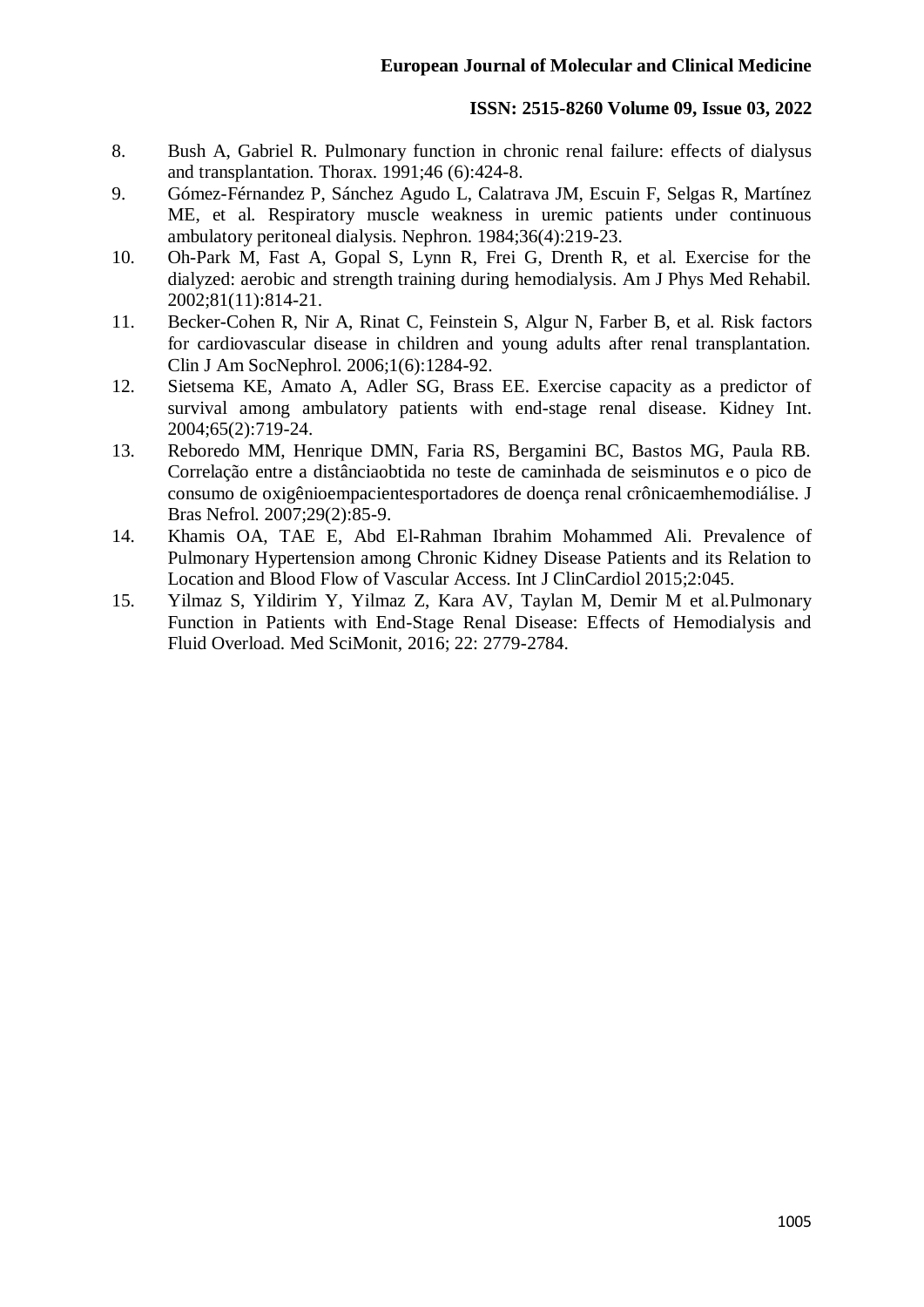8. Bush A, Gabriel R. Pulmonary function in chronic renal failure: effects of dialysus and transplantation. Thorax. 1991;46 (6):424-8.
9. Gómez-Férnandez P, Sánchez Agudo L, Calatrava JM, Escuin F, Selgas R, Martínez ME, et al. Respiratory muscle weakness in uremic patients under continuous ambulatory peritoneal dialysis. Nephron. 1984;36(4):219-23.
10. Oh-Park M, Fast A, Gopal S, Lynn R, Frei G, Drenth R, et al. Exercise for the dialyzed: aerobic and strength training during hemodialysis. Am J Phys Med Rehabil. 2002;81(11):814-21.
11. Becker-Cohen R, Nir A, Rinat C, Feinstein S, Algur N, Farber B, et al. Risk factors for cardiovascular disease in children and young adults after renal transplantation. Clin J Am SocNephrol. 2006;1(6):1284-92.
12. Sietsema KE, Amato A, Adler SG, Brass EE. Exercise capacity as a predictor of survival among ambulatory patients with end-stage renal disease. Kidney Int. 2004;65(2):719-24.
13. Reboredo MM, Henrique DMN, Faria RS, Bergamini BC, Bastos MG, Paula RB. Correlação entre a distânciaobtida no teste de caminhada de seisminutos e o pico de consumo de oxigênioempacientesportadores de doença renal crônicaemhemodiálise. J Bras Nefrol. 2007;29(2):85-9.
14. Khamis OA, TAE E, Abd El-Rahman Ibrahim Mohammed Ali. Prevalence of Pulmonary Hypertension among Chronic Kidney Disease Patients and its Relation to Location and Blood Flow of Vascular Access. Int J ClinCardiol 2015;2:045.
15. Yilmaz S, Yildirim Y, Yilmaz Z, Kara AV, Taylan M, Demir M et al.Pulmonary Function in Patients with End-Stage Renal Disease: Effects of Hemodialysis and Fluid Overload. Med SciMonit, 2016; 22: 2779-2784.